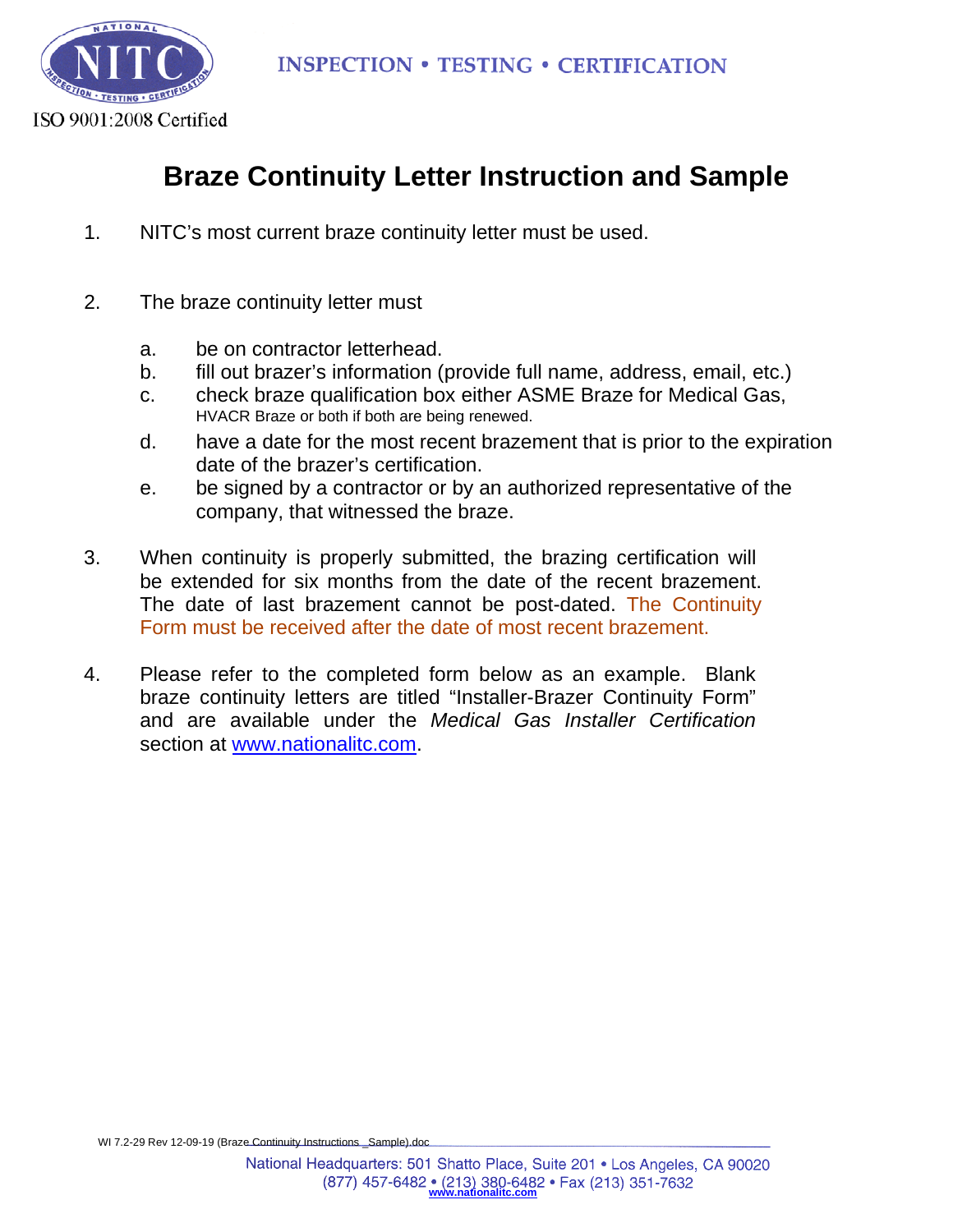ISO 9001:2008 Certified

INSPECTION • TESTING • CERTIFICATION

# Braze Continuity Letter Instruction and Sample

1. NITC's most current braze continuity letter must be used.

2. The braze continuity letter must

   a. be on contractor letterhead.
   b. fill out brazer's information (provide full name, address, email, etc.)
   c. check braze qualification box either ASME Braze for Medical Gas, HVACR Braze or both if both are being renewed.
   d. have a date for the most recent brazement that is prior to the expiration date of the brazer's certification.
   e. be signed by a contractor or by an authorized representative of the company, that witnessed the braze.

3. When continuity is properly submitted, the brazing certification will be extended for six months from the date of the recent brazement. The date of last brazement cannot be post-dated. The Continuity Form must be received after the date of most recent brazement.

4. Please refer to the completed form below as an example. Blank braze continuity letters are titled "Installer-Brazer Continuity Form" and are available under the *Medical Gas Installer Certification* section at www.nationalitc.com.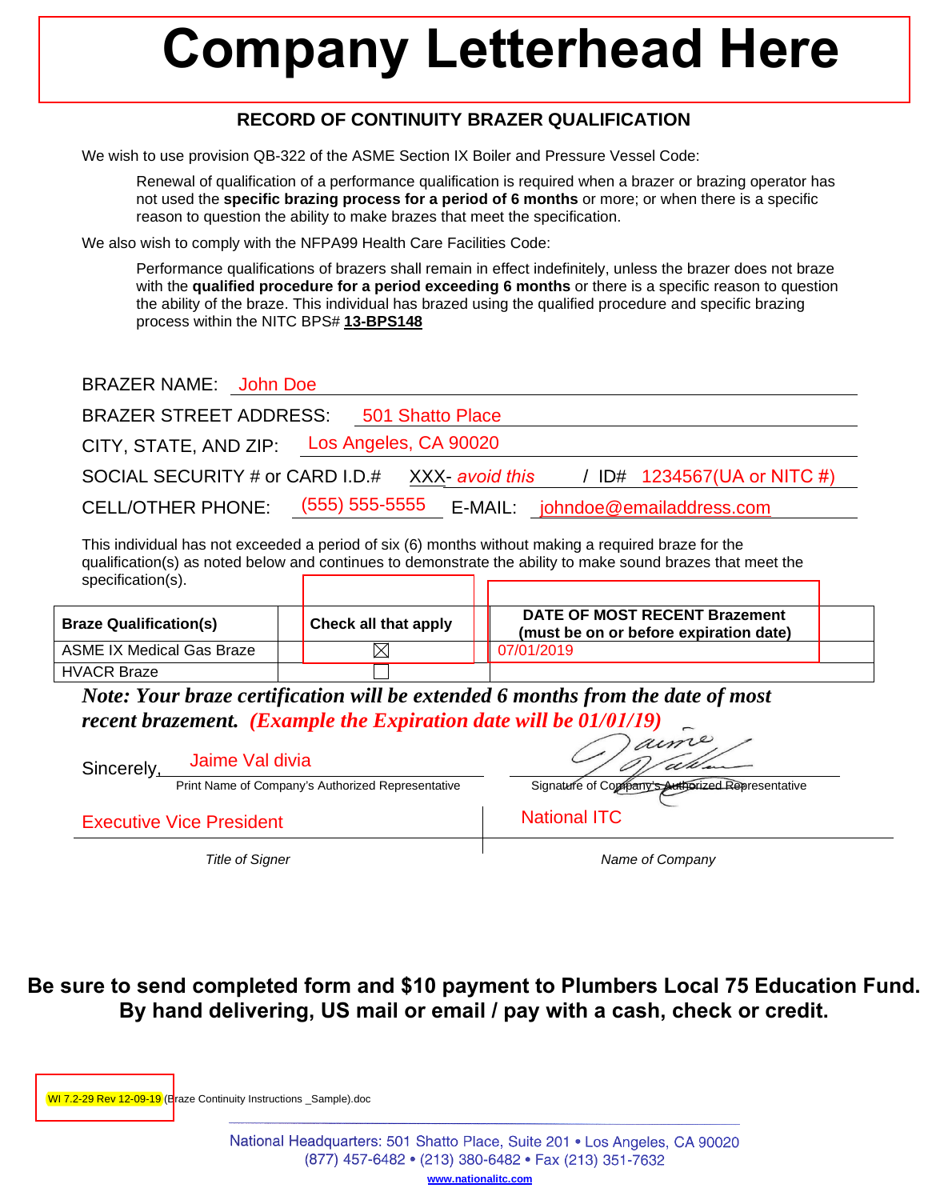# Company Letterhead Here

## RECORD OF CONTINUITY BRAZER QUALIFICATION

We wish to use provision QB-322 of the ASME Section IX Boiler and Pressure Vessel Code:

> Renewal of qualification of a performance qualification is required when a brazer or brazing operator has not used the **specific brazing process for a period of 6 months** or more; or when there is a specific reason to question the ability to make brazes that meet the specification.

We also wish to comply with the NFPA99 Health Care Facilities Code:

> Performance qualifications of brazers shall remain in effect indefinitely, unless the brazer does not braze with the **qualified procedure for a period exceeding 6 months** or there is a specific reason to question the ability of the braze. This individual has brazed using the qualified procedure and specific brazing process within the NITC BPS# **13-BPS148**

BRAZER NAME: John Doe

BRAZER STREET ADDRESS: 501 Shatto Place

CITY, STATE, AND ZIP: Los Angeles, CA 90020

SOCIAL SECURITY # or CARD I.D.# XXX- *avoid this* / ID# 1234567(UA or NITC #)

CELL/OTHER PHONE: (555) 555-5555 E-MAIL: johndoe@emailaddress.com

This individual has not exceeded a period of six (6) months without making a required braze for the qualification(s) as noted below and continues to demonstrate the ability to make sound brazes that meet the specification(s).

| Braze Qualification(s) | Check all that apply | DATE OF MOST RECENT Brazement (must be on or before expiration date) |
|---|---|---|
| ASME IX Medical Gas Braze | ☒ | 07/01/2019 |
| HVACR Braze | ☐ | |

***Note: Your braze certification will be extended 6 months from the date of most recent brazement.*** ***(Example the Expiration date will be 01/01/19)***

Sincerely, Jaime Val divia

Print Name of Company's Authorized Representative

Signature of Company's Authorized Representative

Executive Vice President

*Title of Signer*

National ITC

*Name of Company*

**Be sure to send completed form and $10 payment to Plumbers Local 75 Education Fund. By hand delivering, US mail or email / pay with a cash, check or credit.**

WI 7.2-29 Rev 12-09-19 (Braze Continuity Instructions _Sample).doc

National Headquarters: 501 Shatto Place, Suite 201 • Los Angeles, CA 90020
(877) 457-6482 • (213) 380-6482 • Fax (213) 351-7632
www.nationalitc.com